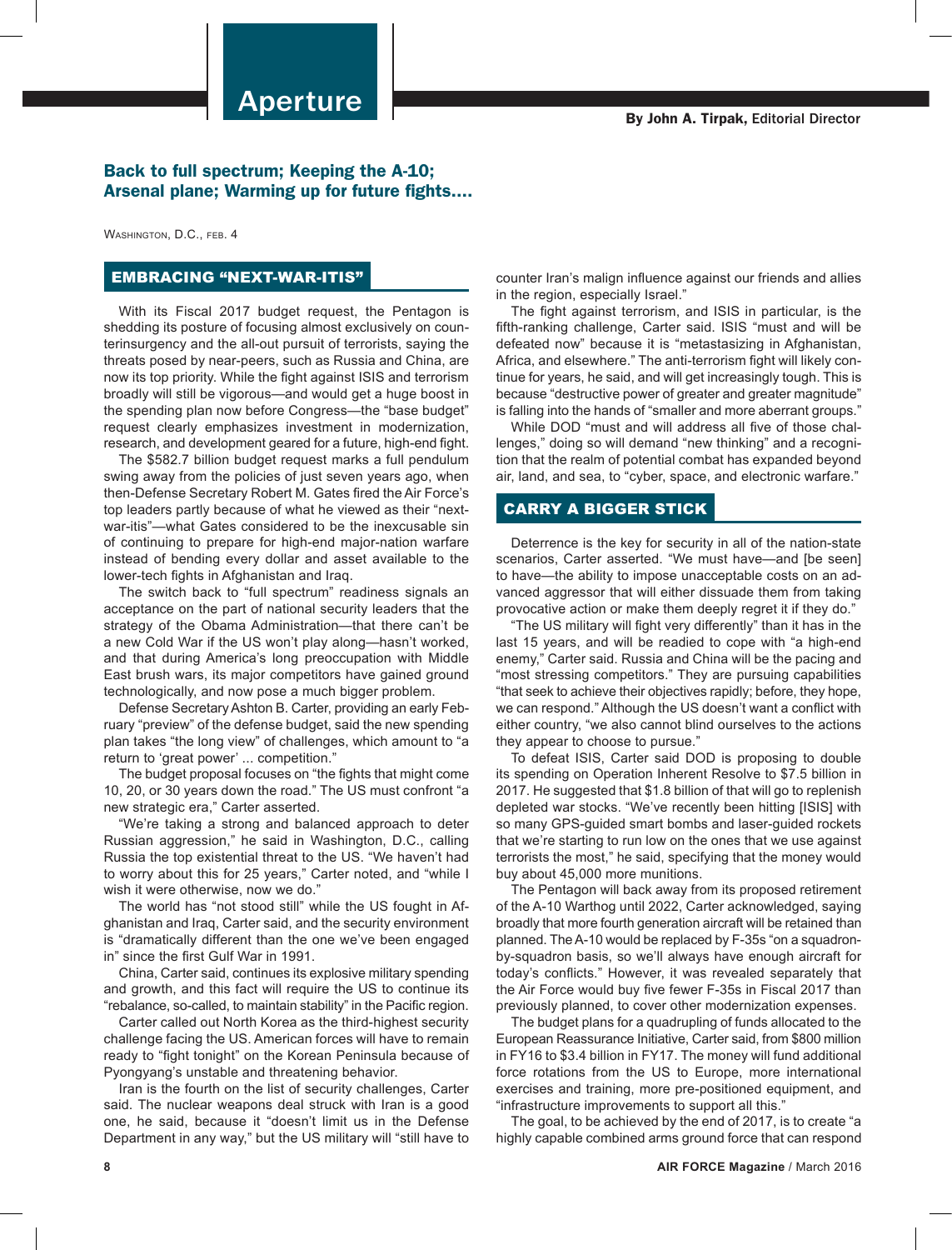# Aperture

**By John A. Tirpak, Editorial Director**

## Back to full spectrum; Keeping the A-10; Arsenal plane; Warming up for future fights....

Washington, D.C., feb. 4

### EMBRACING "NEXT-WAR-ITIS"

With its Fiscal 2017 budget request, the Pentagon is shedding its posture of focusing almost exclusively on counterinsurgency and the all-out pursuit of terrorists, saying the threats posed by near-peers, such as Russia and China, are now its top priority. While the fight against ISIS and terrorism broadly will still be vigorous—and would get a huge boost in the spending plan now before Congress—the "base budget" request clearly emphasizes investment in modernization, research, and development geared for a future, high-end fight.

The $582.7 billion budget request marks a full pendulum swing away from the policies of just seven years ago, when then-Defense Secretary Robert M. Gates fired the Air Force's top leaders partly because of what he viewed as their "next-war-itis"—what Gates considered to be the inexcusable sin of continuing to prepare for high-end major-nation warfare instead of bending every dollar and asset available to the lower-tech fights in Afghanistan and Iraq.

The switch back to "full spectrum" readiness signals an acceptance on the part of national security leaders that the strategy of the Obama Administration—that there can't be a new Cold War if the US won't play along—hasn't worked, and that during America's long preoccupation with Middle East brush wars, its major competitors have gained ground technologically, and now pose a much bigger problem.

Defense Secretary Ashton B. Carter, providing an early February "preview" of the defense budget, said the new spending plan takes "the long view" of challenges, which amount to "a return to 'great power' ... competition."

The budget proposal focuses on "the fights that might come 10, 20, or 30 years down the road." The US must confront "a new strategic era," Carter asserted.

"We're taking a strong and balanced approach to deter Russian aggression," he said in Washington, D.C., calling Russia the top existential threat to the US. "We haven't had to worry about this for 25 years," Carter noted, and "while I wish it were otherwise, now we do."

The world has "not stood still" while the US fought in Afghanistan and Iraq, Carter said, and the security environment is "dramatically different than the one we've been engaged in" since the first Gulf War in 1991.

China, Carter said, continues its explosive military spending and growth, and this fact will require the US to continue its "rebalance, so-called, to maintain stability" in the Pacific region.

Carter called out North Korea as the third-highest security challenge facing the US. American forces will have to remain ready to "fight tonight" on the Korean Peninsula because of Pyongyang's unstable and threatening behavior.

Iran is the fourth on the list of security challenges, Carter said. The nuclear weapons deal struck with Iran is a good one, he said, because it "doesn't limit us in the Defense Department in any way," but the US military will "still have to counter Iran's malign influence against our friends and allies in the region, especially Israel."

The fight against terrorism, and ISIS in particular, is the fifth-ranking challenge, Carter said. ISIS "must and will be defeated now" because it is "metastasizing in Afghanistan, Africa, and elsewhere." The anti-terrorism fight will likely continue for years, he said, and will get increasingly tough. This is because "destructive power of greater and greater magnitude" is falling into the hands of "smaller and more aberrant groups."

While DOD "must and will address all five of those challenges," doing so will demand "new thinking" and a recognition that the realm of potential combat has expanded beyond air, land, and sea, to "cyber, space, and electronic warfare."

### CARRY A BIGGER STICK

Deterrence is the key for security in all of the nation-state scenarios, Carter asserted. "We must have—and [be seen] to have—the ability to impose unacceptable costs on an advanced aggressor that will either dissuade them from taking provocative action or make them deeply regret it if they do."

"The US military will fight very differently" than it has in the last 15 years, and will be readied to cope with "a high-end enemy," Carter said. Russia and China will be the pacing and "most stressing competitors." They are pursuing capabilities "that seek to achieve their objectives rapidly; before, they hope, we can respond." Although the US doesn't want a conflict with either country, "we also cannot blind ourselves to the actions they appear to choose to pursue."

To defeat ISIS, Carter said DOD is proposing to double its spending on Operation Inherent Resolve to $7.5 billion in 2017. He suggested that $1.8 billion of that will go to replenish depleted war stocks. "We've recently been hitting [ISIS] with so many GPS-guided smart bombs and laser-guided rockets that we're starting to run low on the ones that we use against terrorists the most," he said, specifying that the money would buy about 45,000 more munitions.

The Pentagon will back away from its proposed retirement of the A-10 Warthog until 2022, Carter acknowledged, saying broadly that more fourth generation aircraft will be retained than planned. The A-10 would be replaced by F-35s "on a squadron-by-squadron basis, so we'll always have enough aircraft for today's conflicts." However, it was revealed separately that the Air Force would buy five fewer F-35s in Fiscal 2017 than previously planned, to cover other modernization expenses.

The budget plans for a quadrupling of funds allocated to the European Reassurance Initiative, Carter said, from $800 million in FY16 to $3.4 billion in FY17. The money will fund additional force rotations from the US to Europe, more international exercises and training, more pre-positioned equipment, and "infrastructure improvements to support all this."

The goal, to be achieved by the end of 2017, is to create "a highly capable combined arms ground force that can respond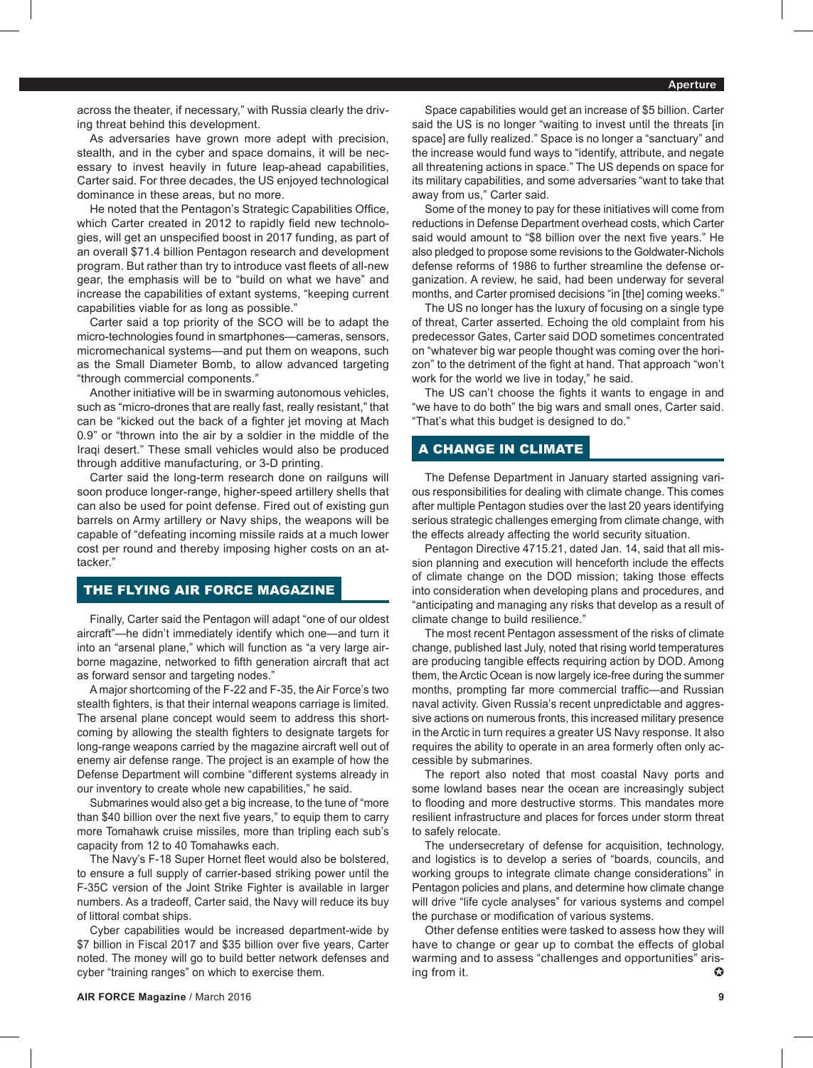across the theater, if necessary," with Russia clearly the driving threat behind this development.

As adversaries have grown more adept with precision, stealth, and in the cyber and space domains, it will be necessary to invest heavily in future leap-ahead capabilities, Carter said. For three decades, the US enjoyed technological dominance in these areas, but no more.

He noted that the Pentagon's Strategic Capabilities Office, which Carter created in 2012 to rapidly field new technologies, will get an unspecified boost in 2017 funding, as part of an overall $71.4 billion Pentagon research and development program. But rather than try to introduce vast fleets of all-new gear, the emphasis will be to "build on what we have" and increase the capabilities of extant systems, "keeping current capabilities viable for as long as possible."

Carter said a top priority of the SCO will be to adapt the micro-technologies found in smartphones—cameras, sensors, micromechanical systems—and put them on weapons, such as the Small Diameter Bomb, to allow advanced targeting "through commercial components."

Another initiative will be in swarming autonomous vehicles, such as "micro-drones that are really fast, really resistant," that can be "kicked out the back of a fighter jet moving at Mach 0.9" or "thrown into the air by a soldier in the middle of the Iraqi desert." These small vehicles would also be produced through additive manufacturing, or 3-D printing.

Carter said the long-term research done on railguns will soon produce longer-range, higher-speed artillery shells that can also be used for point defense. Fired out of existing gun barrels on Army artillery or Navy ships, the weapons will be capable of "defeating incoming missile raids at a much lower cost per round and thereby imposing higher costs on an attacker."

## THE FLYING AIR FORCE MAGAZINE

Finally, Carter said the Pentagon will adapt "one of our oldest aircraft"—he didn't immediately identify which one—and turn it into an "arsenal plane," which will function as "a very large airborne magazine, networked to fifth generation aircraft that act as forward sensor and targeting nodes."

A major shortcoming of the F-22 and F-35, the Air Force's two stealth fighters, is that their internal weapons carriage is limited. The arsenal plane concept would seem to address this shortcoming by allowing the stealth fighters to designate targets for long-range weapons carried by the magazine aircraft well out of enemy air defense range. The project is an example of how the Defense Department will combine "different systems already in our inventory to create whole new capabilities," he said.

Submarines would also get a big increase, to the tune of "more than $40 billion over the next five years," to equip them to carry more Tomahawk cruise missiles, more than tripling each sub's capacity from 12 to 40 Tomahawks each.

The Navy's F-18 Super Hornet fleet would also be bolstered, to ensure a full supply of carrier-based striking power until the F-35C version of the Joint Strike Fighter is available in larger numbers. As a tradeoff, Carter said, the Navy will reduce its buy of littoral combat ships.

Cyber capabilities would be increased department-wide by $7 billion in Fiscal 2017 and $35 billion over five years, Carter noted. The money will go to build better network defenses and cyber "training ranges" on which to exercise them.

Space capabilities would get an increase of $5 billion. Carter said the US is no longer "waiting to invest until the threats [in space] are fully realized." Space is no longer a "sanctuary" and the increase would fund ways to "identify, attribute, and negate all threatening actions in space." The US depends on space for its military capabilities, and some adversaries "want to take that away from us," Carter said.

Some of the money to pay for these initiatives will come from reductions in Defense Department overhead costs, which Carter said would amount to "$8 billion over the next five years." He also pledged to propose some revisions to the Goldwater-Nichols defense reforms of 1986 to further streamline the defense organization. A review, he said, had been underway for several months, and Carter promised decisions "in [the] coming weeks."

The US no longer has the luxury of focusing on a single type of threat, Carter asserted. Echoing the old complaint from his predecessor Gates, Carter said DOD sometimes concentrated on "whatever big war people thought was coming over the horizon" to the detriment of the fight at hand. That approach "won't work for the world we live in today," he said.

The US can't choose the fights it wants to engage in and "we have to do both" the big wars and small ones, Carter said. "That's what this budget is designed to do."

## A CHANGE IN CLIMATE

The Defense Department in January started assigning various responsibilities for dealing with climate change. This comes after multiple Pentagon studies over the last 20 years identifying serious strategic challenges emerging from climate change, with the effects already affecting the world security situation.

Pentagon Directive 4715.21, dated Jan. 14, said that all mission planning and execution will henceforth include the effects of climate change on the DOD mission; taking those effects into consideration when developing plans and procedures, and "anticipating and managing any risks that develop as a result of climate change to build resilience."

The most recent Pentagon assessment of the risks of climate change, published last July, noted that rising world temperatures are producing tangible effects requiring action by DOD. Among them, the Arctic Ocean is now largely ice-free during the summer months, prompting far more commercial traffic—and Russian naval activity. Given Russia's recent unpredictable and aggressive actions on numerous fronts, this increased military presence in the Arctic in turn requires a greater US Navy response. It also requires the ability to operate in an area formerly often only accessible by submarines.

The report also noted that most coastal Navy ports and some lowland bases near the ocean are increasingly subject to flooding and more destructive storms. This mandates more resilient infrastructure and places for forces under storm threat to safely relocate.

The undersecretary of defense for acquisition, technology, and logistics is to develop a series of "boards, councils, and working groups to integrate climate change considerations" in Pentagon policies and plans, and determine how climate change will drive "life cycle analyses" for various systems and compel the purchase or modification of various systems.

Other defense entities were tasked to assess how they will have to change or gear up to combat the effects of global warming and to assess "challenges and opportunities" arising from it. ✪